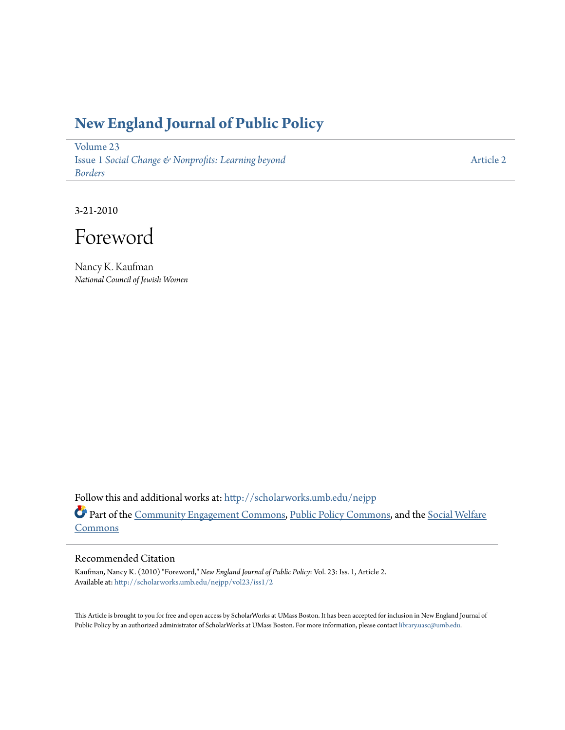# New England Journal of Public Policy

Volume 23
Issue 1 *Social Change & Nonprofits: Learning beyond Borders*

Article 2

3-21-2010

# Foreword

Nancy K. Kaufman
*National Council of Jewish Women*

Follow this and additional works at: http://scholarworks.umb.edu/nejpp

Part of the Community Engagement Commons, Public Policy Commons, and the Social Welfare Commons

## Recommended Citation

Kaufman, Nancy K. (2010) "Foreword," *New England Journal of Public Policy*: Vol. 23: Iss. 1, Article 2.
Available at: http://scholarworks.umb.edu/nejpp/vol23/iss1/2

This Article is brought to you for free and open access by ScholarWorks at UMass Boston. It has been accepted for inclusion in New England Journal of Public Policy by an authorized administrator of ScholarWorks at UMass Boston. For more information, please contact library.uasc@umb.edu.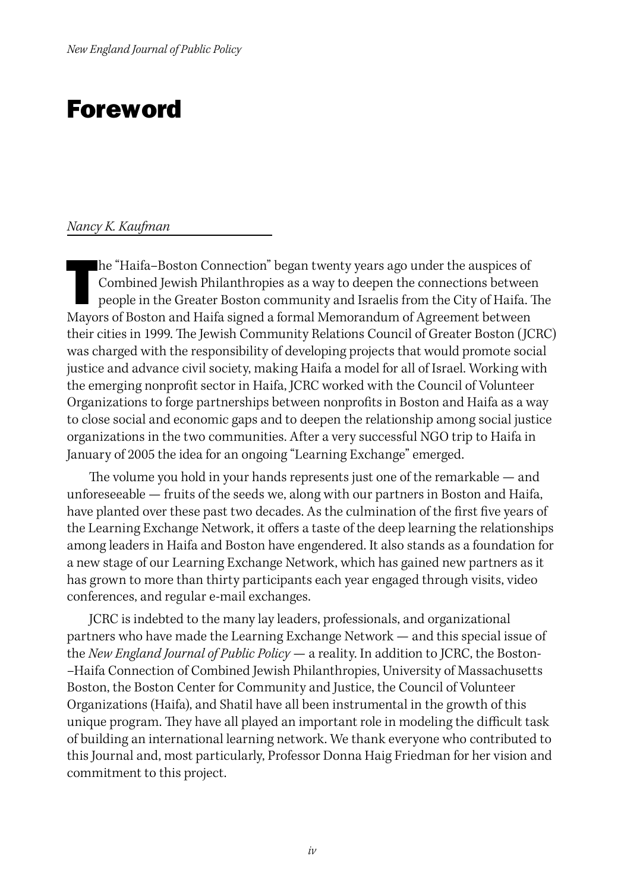# Foreword

*Nancy K. Kaufman*

The "Haifa–Boston Connection" began twenty years ago under the auspices of Combined Jewish Philanthropies as a way to deepen the connections between people in the Greater Boston community and Israelis from the City of Haifa. The Mayors of Boston and Haifa signed a formal Memorandum of Agreement between their cities in 1999. The Jewish Community Relations Council of Greater Boston (JCRC) was charged with the responsibility of developing projects that would promote social justice and advance civil society, making Haifa a model for all of Israel. Working with the emerging nonprofit sector in Haifa, JCRC worked with the Council of Volunteer Organizations to forge partnerships between nonprofits in Boston and Haifa as a way to close social and economic gaps and to deepen the relationship among social justice organizations in the two communities. After a very successful NGO trip to Haifa in January of 2005 the idea for an ongoing "Learning Exchange" emerged.

The volume you hold in your hands represents just one of the remarkable — and unforeseeable — fruits of the seeds we, along with our partners in Boston and Haifa, have planted over these past two decades. As the culmination of the first five years of the Learning Exchange Network, it offers a taste of the deep learning the relationships among leaders in Haifa and Boston have engendered. It also stands as a foundation for a new stage of our Learning Exchange Network, which has gained new partners as it has grown to more than thirty participants each year engaged through visits, video conferences, and regular e-mail exchanges.

JCRC is indebted to the many lay leaders, professionals, and organizational partners who have made the Learning Exchange Network — and this special issue of the *New England Journal of Public Policy* — a reality. In addition to JCRC, the Boston-–Haifa Connection of Combined Jewish Philanthropies, University of Massachusetts Boston, the Boston Center for Community and Justice, the Council of Volunteer Organizations (Haifa), and Shatil have all been instrumental in the growth of this unique program. They have all played an important role in modeling the difficult task of building an international learning network. We thank everyone who contributed to this Journal and, most particularly, Professor Donna Haig Friedman for her vision and commitment to this project.